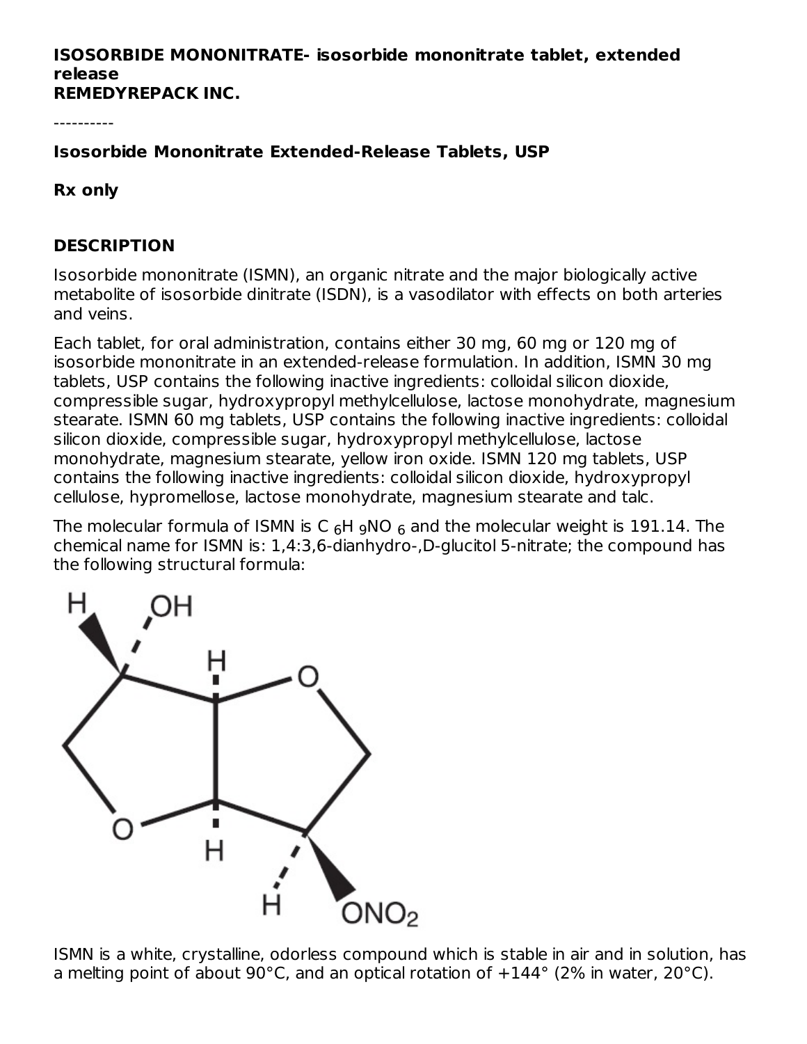**ISOSORBIDE MONONITRATE- isosorbide mononitrate tablet, extended release**
**REMEDYREPACK INC.**

----------

**Isosorbide Mononitrate Extended-Release Tablets, USP**

**Rx only**

## DESCRIPTION

Isosorbide mononitrate (ISMN), an organic nitrate and the major biologically active metabolite of isosorbide dinitrate (ISDN), is a vasodilator with effects on both arteries and veins.

Each tablet, for oral administration, contains either 30 mg, 60 mg or 120 mg of isosorbide mononitrate in an extended-release formulation. In addition, ISMN 30 mg tablets, USP contains the following inactive ingredients: colloidal silicon dioxide, compressible sugar, hydroxypropyl methylcellulose, lactose monohydrate, magnesium stearate. ISMN 60 mg tablets, USP contains the following inactive ingredients: colloidal silicon dioxide, compressible sugar, hydroxypropyl methylcellulose, lactose monohydrate, magnesium stearate, yellow iron oxide. ISMN 120 mg tablets, USP contains the following inactive ingredients: colloidal silicon dioxide, hydroxypropyl cellulose, hypromellose, lactose monohydrate, magnesium stearate and talc.

The molecular formula of ISMN is $C_6H_9NO_6$ and the molecular weight is 191.14. The chemical name for ISMN is: 1,4:3,6-dianhydro-,D-glucitol 5-nitrate; the compound has the following structural formula:

ISMN is a white, crystalline, odorless compound which is stable in air and in solution, has a melting point of about 90°C, and an optical rotation of +144° (2% in water, 20°C).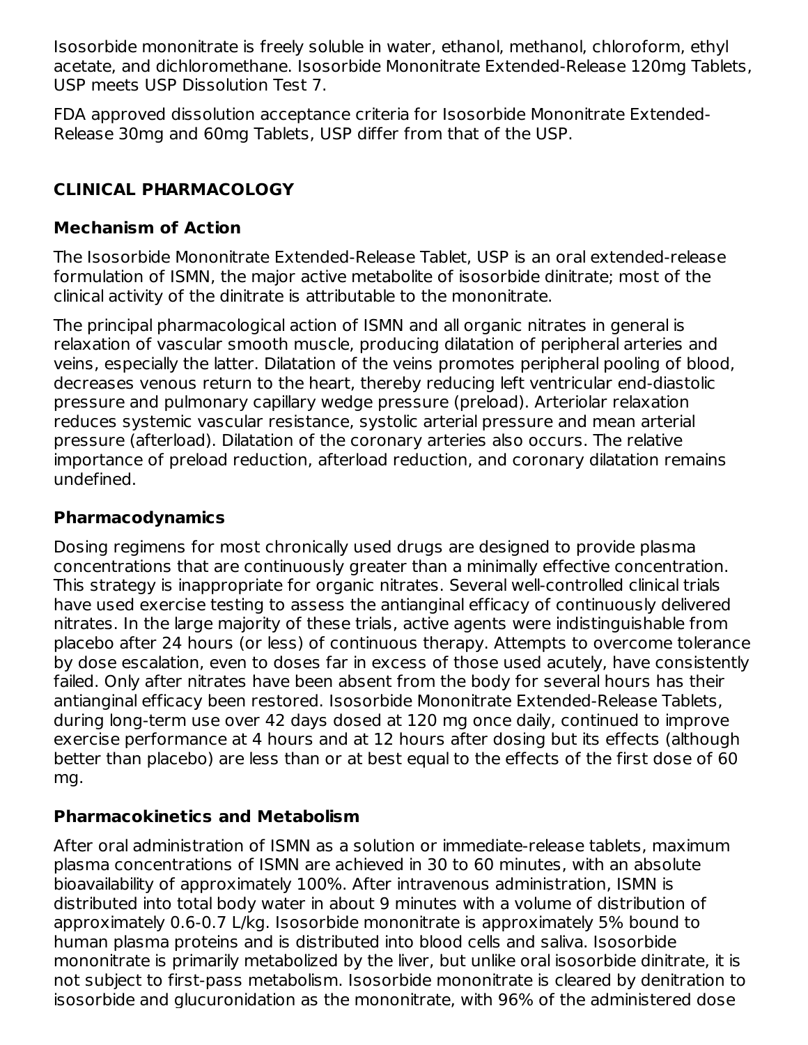Isosorbide mononitrate is freely soluble in water, ethanol, methanol, chloroform, ethyl acetate, and dichloromethane. Isosorbide Mononitrate Extended-Release 120mg Tablets, USP meets USP Dissolution Test 7.

FDA approved dissolution acceptance criteria for Isosorbide Mononitrate Extended-Release 30mg and 60mg Tablets, USP differ from that of the USP.

## CLINICAL PHARMACOLOGY

### Mechanism of Action

The Isosorbide Mononitrate Extended-Release Tablet, USP is an oral extended-release formulation of ISMN, the major active metabolite of isosorbide dinitrate; most of the clinical activity of the dinitrate is attributable to the mononitrate.

The principal pharmacological action of ISMN and all organic nitrates in general is relaxation of vascular smooth muscle, producing dilatation of peripheral arteries and veins, especially the latter. Dilatation of the veins promotes peripheral pooling of blood, decreases venous return to the heart, thereby reducing left ventricular end-diastolic pressure and pulmonary capillary wedge pressure (preload). Arteriolar relaxation reduces systemic vascular resistance, systolic arterial pressure and mean arterial pressure (afterload). Dilatation of the coronary arteries also occurs. The relative importance of preload reduction, afterload reduction, and coronary dilatation remains undefined.

### Pharmacodynamics

Dosing regimens for most chronically used drugs are designed to provide plasma concentrations that are continuously greater than a minimally effective concentration. This strategy is inappropriate for organic nitrates. Several well-controlled clinical trials have used exercise testing to assess the antianginal efficacy of continuously delivered nitrates. In the large majority of these trials, active agents were indistinguishable from placebo after 24 hours (or less) of continuous therapy. Attempts to overcome tolerance by dose escalation, even to doses far in excess of those used acutely, have consistently failed. Only after nitrates have been absent from the body for several hours has their antianginal efficacy been restored. Isosorbide Mononitrate Extended-Release Tablets, during long-term use over 42 days dosed at 120 mg once daily, continued to improve exercise performance at 4 hours and at 12 hours after dosing but its effects (although better than placebo) are less than or at best equal to the effects of the first dose of 60 mg.

### Pharmacokinetics and Metabolism

After oral administration of ISMN as a solution or immediate-release tablets, maximum plasma concentrations of ISMN are achieved in 30 to 60 minutes, with an absolute bioavailability of approximately 100%. After intravenous administration, ISMN is distributed into total body water in about 9 minutes with a volume of distribution of approximately 0.6-0.7 L/kg. Isosorbide mononitrate is approximately 5% bound to human plasma proteins and is distributed into blood cells and saliva. Isosorbide mononitrate is primarily metabolized by the liver, but unlike oral isosorbide dinitrate, it is not subject to first-pass metabolism. Isosorbide mononitrate is cleared by denitration to isosorbide and glucuronidation as the mononitrate, with 96% of the administered dose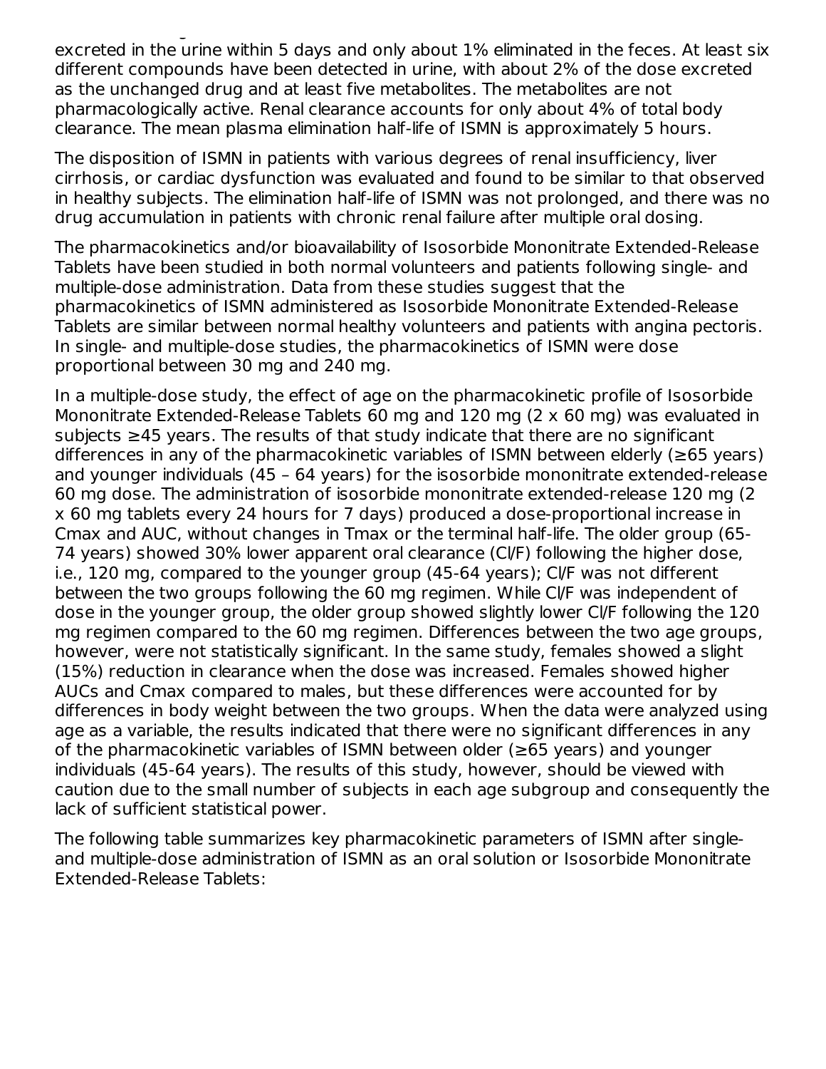excreted in the urine within 5 days and only about 1% eliminated in the feces. At least six different compounds have been detected in urine, with about 2% of the dose excreted as the unchanged drug and at least five metabolites. The metabolites are not pharmacologically active. Renal clearance accounts for only about 4% of total body clearance. The mean plasma elimination half-life of ISMN is approximately 5 hours.

The disposition of ISMN in patients with various degrees of renal insufficiency, liver cirrhosis, or cardiac dysfunction was evaluated and found to be similar to that observed in healthy subjects. The elimination half-life of ISMN was not prolonged, and there was no drug accumulation in patients with chronic renal failure after multiple oral dosing.

The pharmacokinetics and/or bioavailability of Isosorbide Mononitrate Extended-Release Tablets have been studied in both normal volunteers and patients following single- and multiple-dose administration. Data from these studies suggest that the pharmacokinetics of ISMN administered as Isosorbide Mononitrate Extended-Release Tablets are similar between normal healthy volunteers and patients with angina pectoris. In single- and multiple-dose studies, the pharmacokinetics of ISMN were dose proportional between 30 mg and 240 mg.

In a multiple-dose study, the effect of age on the pharmacokinetic profile of Isosorbide Mononitrate Extended-Release Tablets 60 mg and 120 mg (2 x 60 mg) was evaluated in subjects ≥45 years. The results of that study indicate that there are no significant differences in any of the pharmacokinetic variables of ISMN between elderly (≥65 years) and younger individuals (45 – 64 years) for the isosorbide mononitrate extended-release 60 mg dose. The administration of isosorbide mononitrate extended-release 120 mg (2 x 60 mg tablets every 24 hours for 7 days) produced a dose-proportional increase in Cmax and AUC, without changes in Tmax or the terminal half-life. The older group (65-74 years) showed 30% lower apparent oral clearance (Cl/F) following the higher dose, i.e., 120 mg, compared to the younger group (45-64 years); Cl/F was not different between the two groups following the 60 mg regimen. While Cl/F was independent of dose in the younger group, the older group showed slightly lower Cl/F following the 120 mg regimen compared to the 60 mg regimen. Differences between the two age groups, however, were not statistically significant. In the same study, females showed a slight (15%) reduction in clearance when the dose was increased. Females showed higher AUCs and Cmax compared to males, but these differences were accounted for by differences in body weight between the two groups. When the data were analyzed using age as a variable, the results indicated that there were no significant differences in any of the pharmacokinetic variables of ISMN between older (≥65 years) and younger individuals (45-64 years). The results of this study, however, should be viewed with caution due to the small number of subjects in each age subgroup and consequently the lack of sufficient statistical power.

The following table summarizes key pharmacokinetic parameters of ISMN after single- and multiple-dose administration of ISMN as an oral solution or Isosorbide Mononitrate Extended-Release Tablets: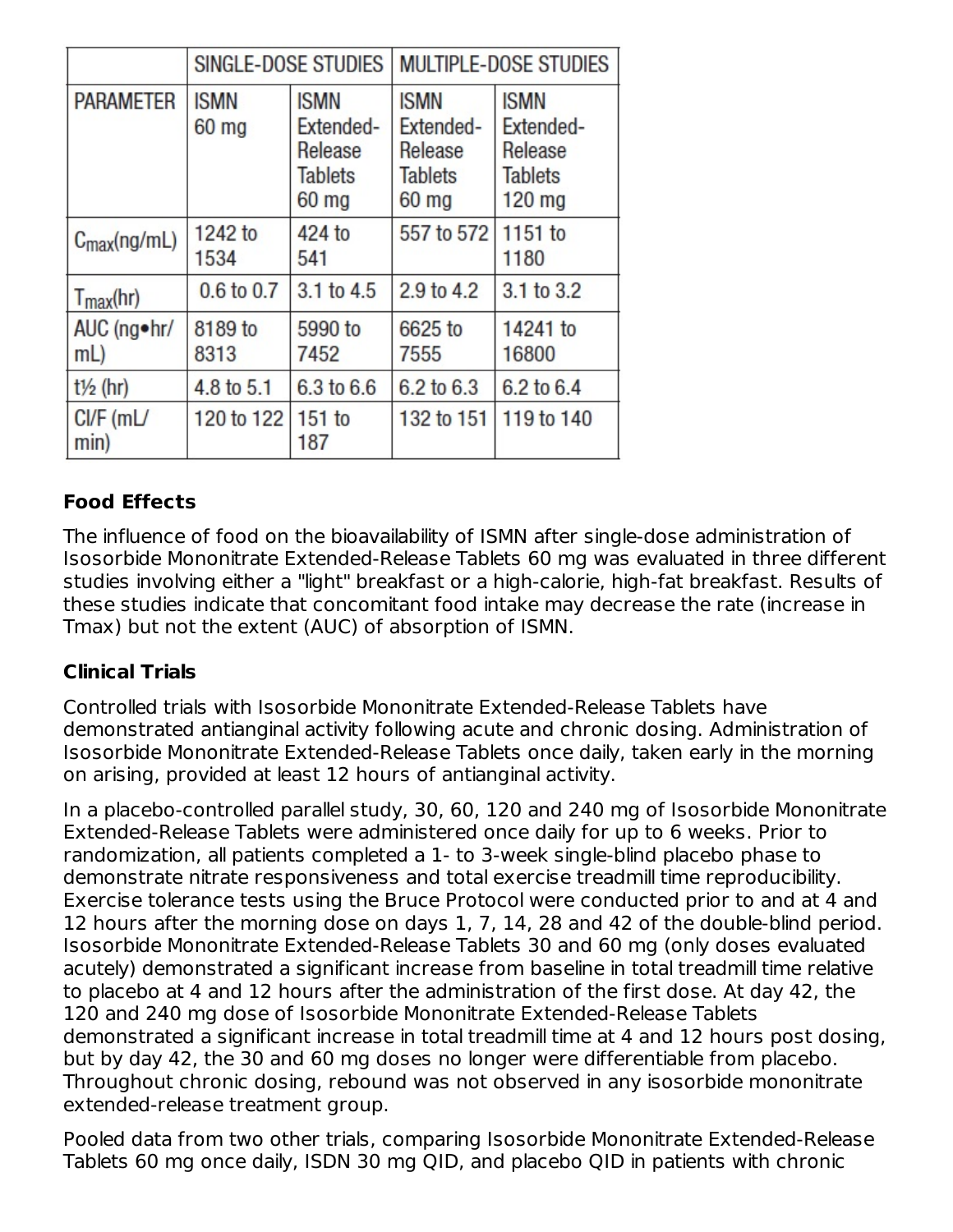| | SINGLE-DOSE STUDIES | | MULTIPLE-DOSE STUDIES | |
|---|---|---|---|---|
| PARAMETER | ISMN 60 mg | ISMN Extended-Release Tablets 60 mg | ISMN Extended-Release Tablets 60 mg | ISMN Extended-Release Tablets 120 mg |
| $C_{max}$(ng/mL) | 1242 to 1534 | 424 to 541 | 557 to 572 | 1151 to 1180 |
| $T_{max}$(hr) | 0.6 to 0.7 | 3.1 to 4.5 | 2.9 to 4.2 | 3.1 to 3.2 |
| AUC (ng•hr/mL) | 8189 to 8313 | 5990 to 7452 | 6625 to 7555 | 14241 to 16800 |
| t½ (hr) | 4.8 to 5.1 | 6.3 to 6.6 | 6.2 to 6.3 | 6.2 to 6.4 |
| Cl/F (mL/min) | 120 to 122 | 151 to 187 | 132 to 151 | 119 to 140 |

**Food Effects**

The influence of food on the bioavailability of ISMN after single-dose administration of Isosorbide Mononitrate Extended-Release Tablets 60 mg was evaluated in three different studies involving either a "light" breakfast or a high-calorie, high-fat breakfast. Results of these studies indicate that concomitant food intake may decrease the rate (increase in Tmax) but not the extent (AUC) of absorption of ISMN.

**Clinical Trials**

Controlled trials with Isosorbide Mononitrate Extended-Release Tablets have demonstrated antianginal activity following acute and chronic dosing. Administration of Isosorbide Mononitrate Extended-Release Tablets once daily, taken early in the morning on arising, provided at least 12 hours of antianginal activity.

In a placebo-controlled parallel study, 30, 60, 120 and 240 mg of Isosorbide Mononitrate Extended-Release Tablets were administered once daily for up to 6 weeks. Prior to randomization, all patients completed a 1- to 3-week single-blind placebo phase to demonstrate nitrate responsiveness and total exercise treadmill time reproducibility. Exercise tolerance tests using the Bruce Protocol were conducted prior to and at 4 and 12 hours after the morning dose on days 1, 7, 14, 28 and 42 of the double-blind period. Isosorbide Mononitrate Extended-Release Tablets 30 and 60 mg (only doses evaluated acutely) demonstrated a significant increase from baseline in total treadmill time relative to placebo at 4 and 12 hours after the administration of the first dose. At day 42, the 120 and 240 mg dose of Isosorbide Mononitrate Extended-Release Tablets demonstrated a significant increase in total treadmill time at 4 and 12 hours post dosing, but by day 42, the 30 and 60 mg doses no longer were differentiable from placebo. Throughout chronic dosing, rebound was not observed in any isosorbide mononitrate extended-release treatment group.

Pooled data from two other trials, comparing Isosorbide Mononitrate Extended-Release Tablets 60 mg once daily, ISDN 30 mg QID, and placebo QID in patients with chronic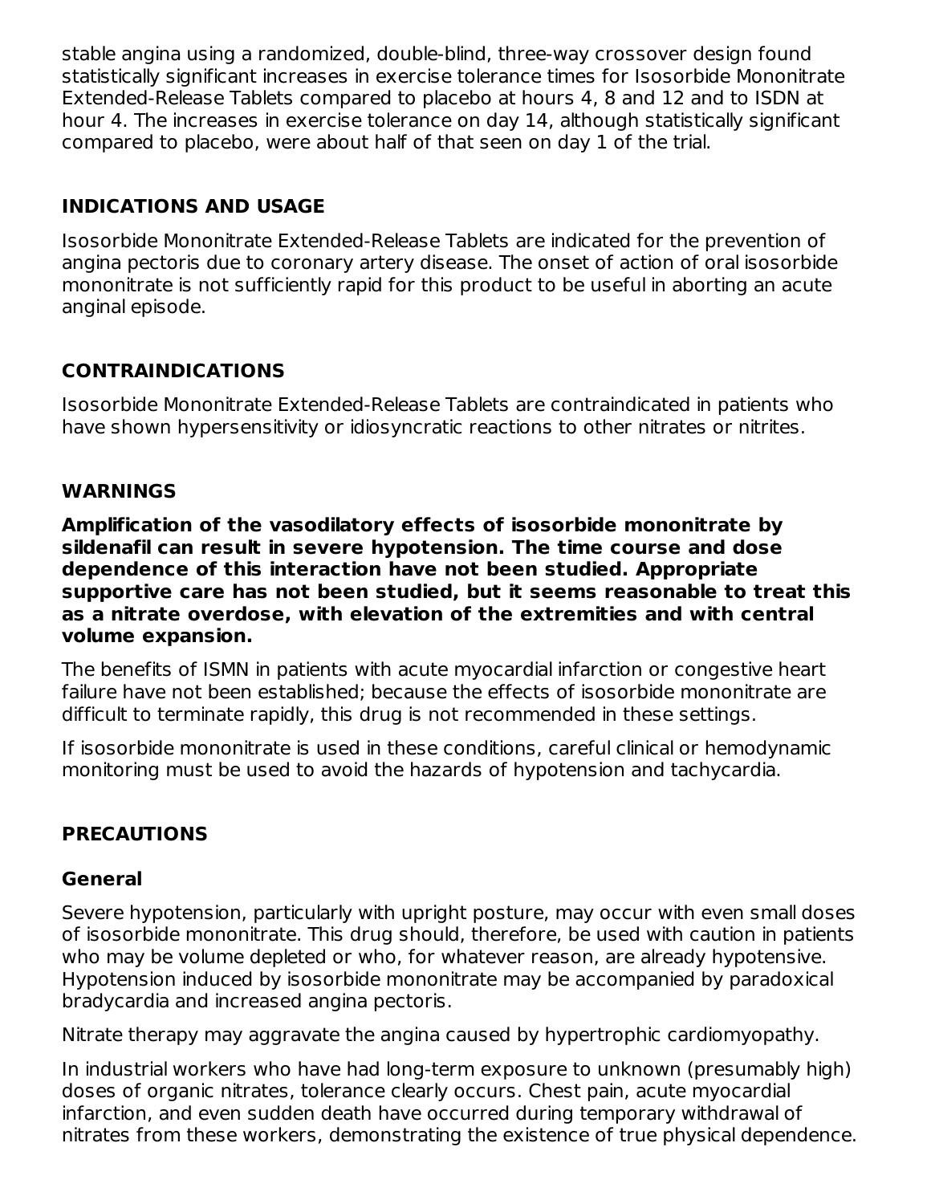stable angina using a randomized, double-blind, three-way crossover design found statistically significant increases in exercise tolerance times for Isosorbide Mononitrate Extended-Release Tablets compared to placebo at hours 4, 8 and 12 and to ISDN at hour 4. The increases in exercise tolerance on day 14, although statistically significant compared to placebo, were about half of that seen on day 1 of the trial.

## INDICATIONS AND USAGE

Isosorbide Mononitrate Extended-Release Tablets are indicated for the prevention of angina pectoris due to coronary artery disease. The onset of action of oral isosorbide mononitrate is not sufficiently rapid for this product to be useful in aborting an acute anginal episode.

## CONTRAINDICATIONS

Isosorbide Mononitrate Extended-Release Tablets are contraindicated in patients who have shown hypersensitivity or idiosyncratic reactions to other nitrates or nitrites.

## WARNINGS

**Amplification of the vasodilatory effects of isosorbide mononitrate by sildenafil can result in severe hypotension. The time course and dose dependence of this interaction have not been studied. Appropriate supportive care has not been studied, but it seems reasonable to treat this as a nitrate overdose, with elevation of the extremities and with central volume expansion.**

The benefits of ISMN in patients with acute myocardial infarction or congestive heart failure have not been established; because the effects of isosorbide mononitrate are difficult to terminate rapidly, this drug is not recommended in these settings.

If isosorbide mononitrate is used in these conditions, careful clinical or hemodynamic monitoring must be used to avoid the hazards of hypotension and tachycardia.

## PRECAUTIONS

### General

Severe hypotension, particularly with upright posture, may occur with even small doses of isosorbide mononitrate. This drug should, therefore, be used with caution in patients who may be volume depleted or who, for whatever reason, are already hypotensive. Hypotension induced by isosorbide mononitrate may be accompanied by paradoxical bradycardia and increased angina pectoris.

Nitrate therapy may aggravate the angina caused by hypertrophic cardiomyopathy.

In industrial workers who have had long-term exposure to unknown (presumably high) doses of organic nitrates, tolerance clearly occurs. Chest pain, acute myocardial infarction, and even sudden death have occurred during temporary withdrawal of nitrates from these workers, demonstrating the existence of true physical dependence.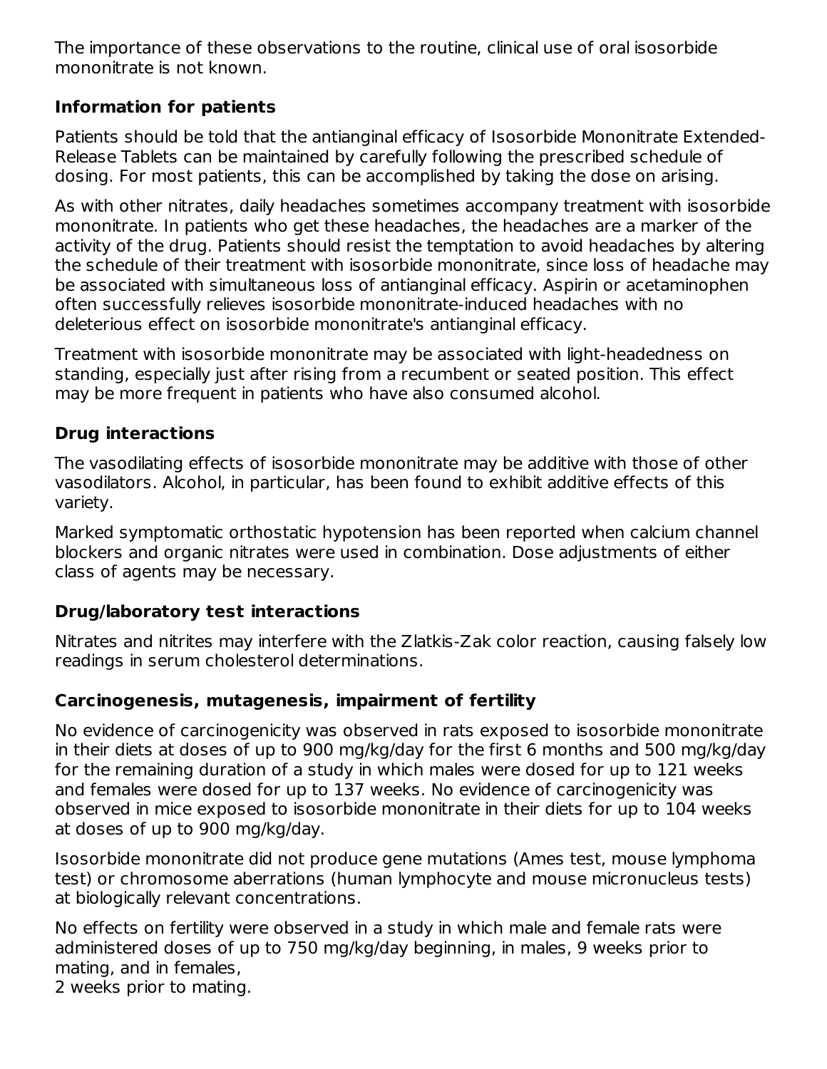The importance of these observations to the routine, clinical use of oral isosorbide mononitrate is not known.

### Information for patients

Patients should be told that the antianginal efficacy of Isosorbide Mononitrate Extended-Release Tablets can be maintained by carefully following the prescribed schedule of dosing. For most patients, this can be accomplished by taking the dose on arising.

As with other nitrates, daily headaches sometimes accompany treatment with isosorbide mononitrate. In patients who get these headaches, the headaches are a marker of the activity of the drug. Patients should resist the temptation to avoid headaches by altering the schedule of their treatment with isosorbide mononitrate, since loss of headache may be associated with simultaneous loss of antianginal efficacy. Aspirin or acetaminophen often successfully relieves isosorbide mononitrate-induced headaches with no deleterious effect on isosorbide mononitrate's antianginal efficacy.

Treatment with isosorbide mononitrate may be associated with light-headedness on standing, especially just after rising from a recumbent or seated position. This effect may be more frequent in patients who have also consumed alcohol.

### Drug interactions

The vasodilating effects of isosorbide mononitrate may be additive with those of other vasodilators. Alcohol, in particular, has been found to exhibit additive effects of this variety.

Marked symptomatic orthostatic hypotension has been reported when calcium channel blockers and organic nitrates were used in combination. Dose adjustments of either class of agents may be necessary.

### Drug/laboratory test interactions

Nitrates and nitrites may interfere with the Zlatkis-Zak color reaction, causing falsely low readings in serum cholesterol determinations.

### Carcinogenesis, mutagenesis, impairment of fertility

No evidence of carcinogenicity was observed in rats exposed to isosorbide mononitrate in their diets at doses of up to 900 mg/kg/day for the first 6 months and 500 mg/kg/day for the remaining duration of a study in which males were dosed for up to 121 weeks and females were dosed for up to 137 weeks. No evidence of carcinogenicity was observed in mice exposed to isosorbide mononitrate in their diets for up to 104 weeks at doses of up to 900 mg/kg/day.

Isosorbide mononitrate did not produce gene mutations (Ames test, mouse lymphoma test) or chromosome aberrations (human lymphocyte and mouse micronucleus tests) at biologically relevant concentrations.

No effects on fertility were observed in a study in which male and female rats were administered doses of up to 750 mg/kg/day beginning, in males, 9 weeks prior to mating, and in females,
2 weeks prior to mating.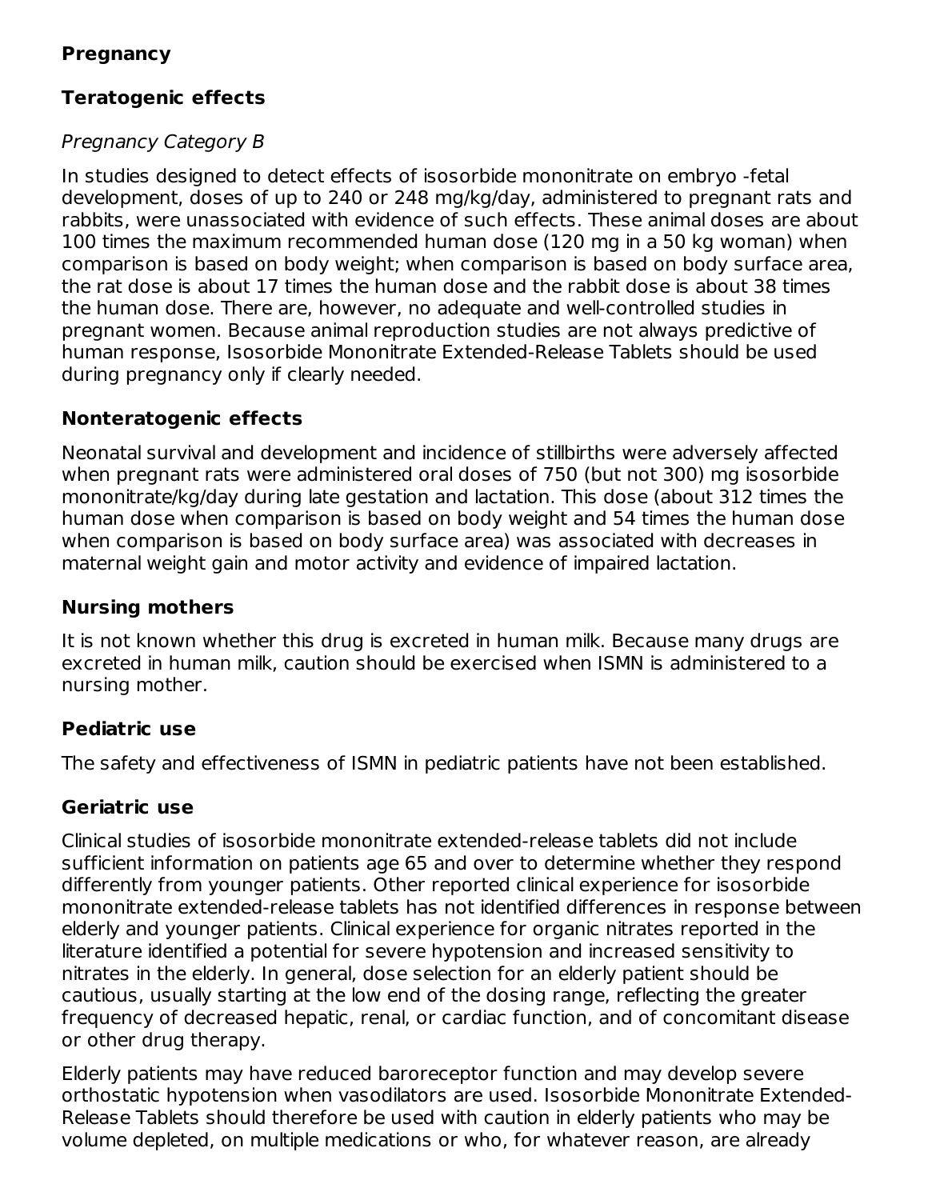## Pregnancy

### Teratogenic effects

*Pregnancy Category B*

In studies designed to detect effects of isosorbide mononitrate on embryo -fetal development, doses of up to 240 or 248 mg/kg/day, administered to pregnant rats and rabbits, were unassociated with evidence of such effects. These animal doses are about 100 times the maximum recommended human dose (120 mg in a 50 kg woman) when comparison is based on body weight; when comparison is based on body surface area, the rat dose is about 17 times the human dose and the rabbit dose is about 38 times the human dose. There are, however, no adequate and well-controlled studies in pregnant women. Because animal reproduction studies are not always predictive of human response, Isosorbide Mononitrate Extended-Release Tablets should be used during pregnancy only if clearly needed.

### Nonteratogenic effects

Neonatal survival and development and incidence of stillbirths were adversely affected when pregnant rats were administered oral doses of 750 (but not 300) mg isosorbide mononitrate/kg/day during late gestation and lactation. This dose (about 312 times the human dose when comparison is based on body weight and 54 times the human dose when comparison is based on body surface area) was associated with decreases in maternal weight gain and motor activity and evidence of impaired lactation.

### Nursing mothers

It is not known whether this drug is excreted in human milk. Because many drugs are excreted in human milk, caution should be exercised when ISMN is administered to a nursing mother.

### Pediatric use

The safety and effectiveness of ISMN in pediatric patients have not been established.

### Geriatric use

Clinical studies of isosorbide mononitrate extended-release tablets did not include sufficient information on patients age 65 and over to determine whether they respond differently from younger patients. Other reported clinical experience for isosorbide mononitrate extended-release tablets has not identified differences in response between elderly and younger patients. Clinical experience for organic nitrates reported in the literature identified a potential for severe hypotension and increased sensitivity to nitrates in the elderly. In general, dose selection for an elderly patient should be cautious, usually starting at the low end of the dosing range, reflecting the greater frequency of decreased hepatic, renal, or cardiac function, and of concomitant disease or other drug therapy.

Elderly patients may have reduced baroreceptor function and may develop severe orthostatic hypotension when vasodilators are used. Isosorbide Mononitrate Extended-Release Tablets should therefore be used with caution in elderly patients who may be volume depleted, on multiple medications or who, for whatever reason, are already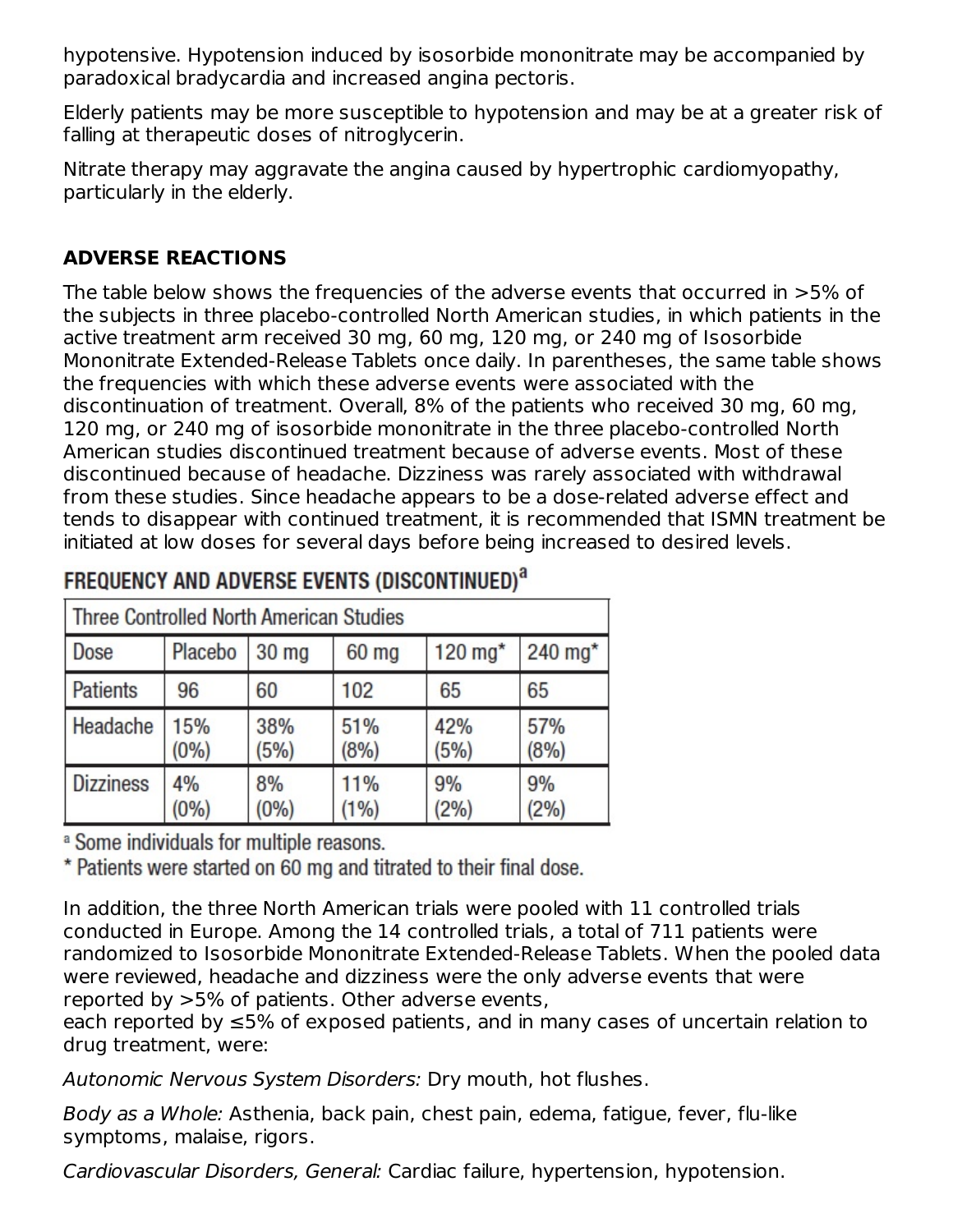hypotensive. Hypotension induced by isosorbide mononitrate may be accompanied by paradoxical bradycardia and increased angina pectoris.

Elderly patients may be more susceptible to hypotension and may be at a greater risk of falling at therapeutic doses of nitroglycerin.

Nitrate therapy may aggravate the angina caused by hypertrophic cardiomyopathy, particularly in the elderly.

## ADVERSE REACTIONS

The table below shows the frequencies of the adverse events that occurred in >5% of the subjects in three placebo-controlled North American studies, in which patients in the active treatment arm received 30 mg, 60 mg, 120 mg, or 240 mg of Isosorbide Mononitrate Extended-Release Tablets once daily. In parentheses, the same table shows the frequencies with which these adverse events were associated with the discontinuation of treatment. Overall, 8% of the patients who received 30 mg, 60 mg, 120 mg, or 240 mg of isosorbide mononitrate in the three placebo-controlled North American studies discontinued treatment because of adverse events. Most of these discontinued because of headache. Dizziness was rarely associated with withdrawal from these studies. Since headache appears to be a dose-related adverse effect and tends to disappear with continued treatment, it is recommended that ISMN treatment be initiated at low doses for several days before being increased to desired levels.

**FREQUENCY AND ADVERSE EVENTS (DISCONTINUED)[a]**

| Three Controlled North American Studies | | | | | |
|---|---|---|---|---|---|
| Dose | Placebo | 30 mg | 60 mg | 120 mg* | 240 mg* |
| Patients | 96 | 60 | 102 | 65 | 65 |
| Headache | 15% (0%) | 38% (5%) | 51% (8%) | 42% (5%) | 57% (8%) |
| Dizziness | 4% (0%) | 8% (0%) | 11% (1%) | 9% (2%) | 9% (2%) |

[a] Some individuals for multiple reasons.

* Patients were started on 60 mg and titrated to their final dose.

In addition, the three North American trials were pooled with 11 controlled trials conducted in Europe. Among the 14 controlled trials, a total of 711 patients were randomized to Isosorbide Mononitrate Extended-Release Tablets. When the pooled data were reviewed, headache and dizziness were the only adverse events that were reported by >5% of patients. Other adverse events, each reported by ≤5% of exposed patients, and in many cases of uncertain relation to drug treatment, were:

*Autonomic Nervous System Disorders:* Dry mouth, hot flushes.

*Body as a Whole:* Asthenia, back pain, chest pain, edema, fatigue, fever, flu-like symptoms, malaise, rigors.

*Cardiovascular Disorders, General:* Cardiac failure, hypertension, hypotension.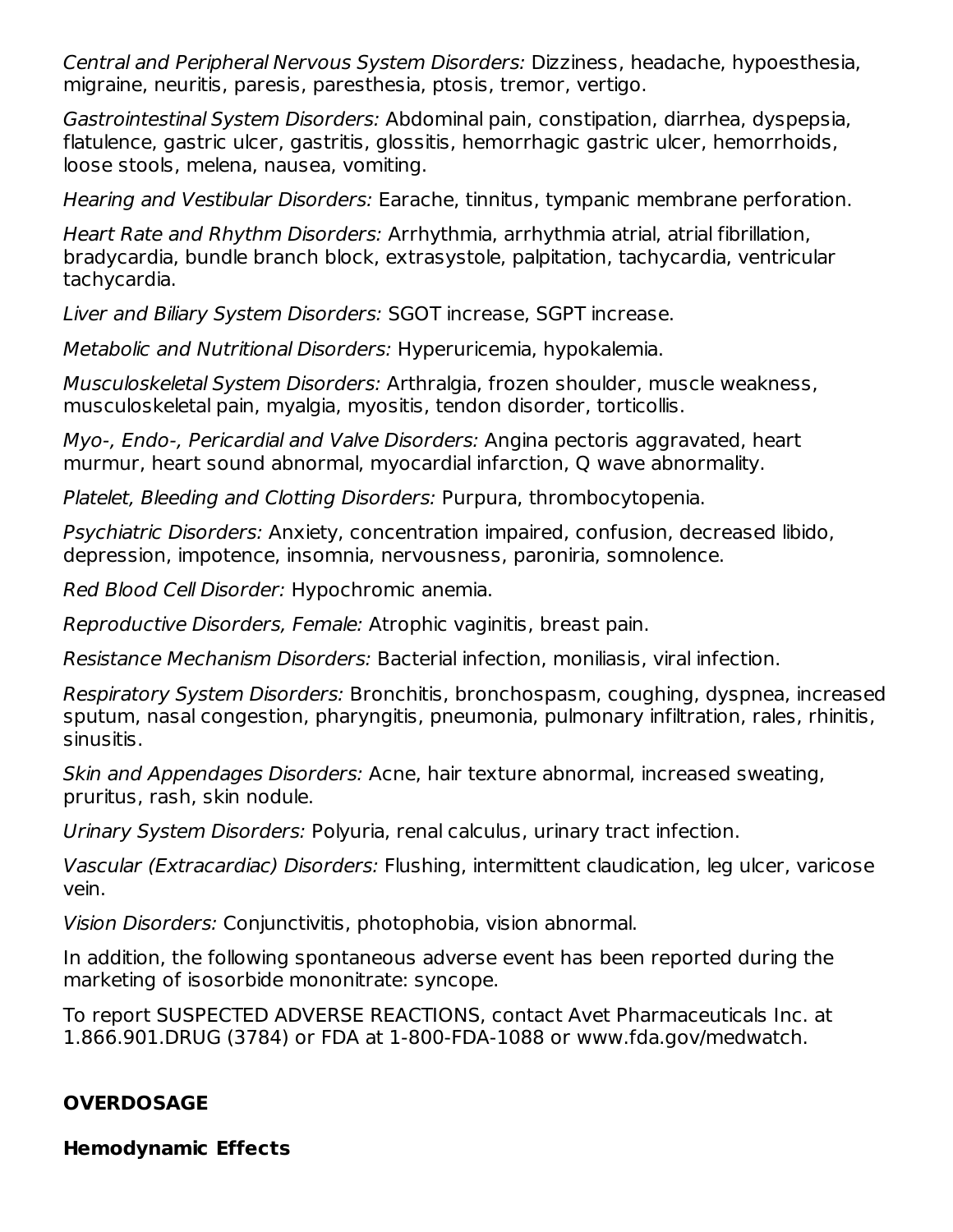*Central and Peripheral Nervous System Disorders:* Dizziness, headache, hypoesthesia, migraine, neuritis, paresis, paresthesia, ptosis, tremor, vertigo.

*Gastrointestinal System Disorders:* Abdominal pain, constipation, diarrhea, dyspepsia, flatulence, gastric ulcer, gastritis, glossitis, hemorrhagic gastric ulcer, hemorrhoids, loose stools, melena, nausea, vomiting.

*Hearing and Vestibular Disorders:* Earache, tinnitus, tympanic membrane perforation.

*Heart Rate and Rhythm Disorders:* Arrhythmia, arrhythmia atrial, atrial fibrillation, bradycardia, bundle branch block, extrasystole, palpitation, tachycardia, ventricular tachycardia.

*Liver and Biliary System Disorders:* SGOT increase, SGPT increase.

*Metabolic and Nutritional Disorders:* Hyperuricemia, hypokalemia.

*Musculoskeletal System Disorders:* Arthralgia, frozen shoulder, muscle weakness, musculoskeletal pain, myalgia, myositis, tendon disorder, torticollis.

*Myo-, Endo-, Pericardial and Valve Disorders:* Angina pectoris aggravated, heart murmur, heart sound abnormal, myocardial infarction, Q wave abnormality.

*Platelet, Bleeding and Clotting Disorders:* Purpura, thrombocytopenia.

*Psychiatric Disorders:* Anxiety, concentration impaired, confusion, decreased libido, depression, impotence, insomnia, nervousness, paroniria, somnolence.

*Red Blood Cell Disorder:* Hypochromic anemia.

*Reproductive Disorders, Female:* Atrophic vaginitis, breast pain.

*Resistance Mechanism Disorders:* Bacterial infection, moniliasis, viral infection.

*Respiratory System Disorders:* Bronchitis, bronchospasm, coughing, dyspnea, increased sputum, nasal congestion, pharyngitis, pneumonia, pulmonary infiltration, rales, rhinitis, sinusitis.

*Skin and Appendages Disorders:* Acne, hair texture abnormal, increased sweating, pruritus, rash, skin nodule.

*Urinary System Disorders:* Polyuria, renal calculus, urinary tract infection.

*Vascular (Extracardiac) Disorders:* Flushing, intermittent claudication, leg ulcer, varicose vein.

*Vision Disorders:* Conjunctivitis, photophobia, vision abnormal.

In addition, the following spontaneous adverse event has been reported during the marketing of isosorbide mononitrate: syncope.

To report SUSPECTED ADVERSE REACTIONS, contact Avet Pharmaceuticals Inc. at 1.866.901.DRUG (3784) or FDA at 1-800-FDA-1088 or www.fda.gov/medwatch.

## OVERDOSAGE

### Hemodynamic Effects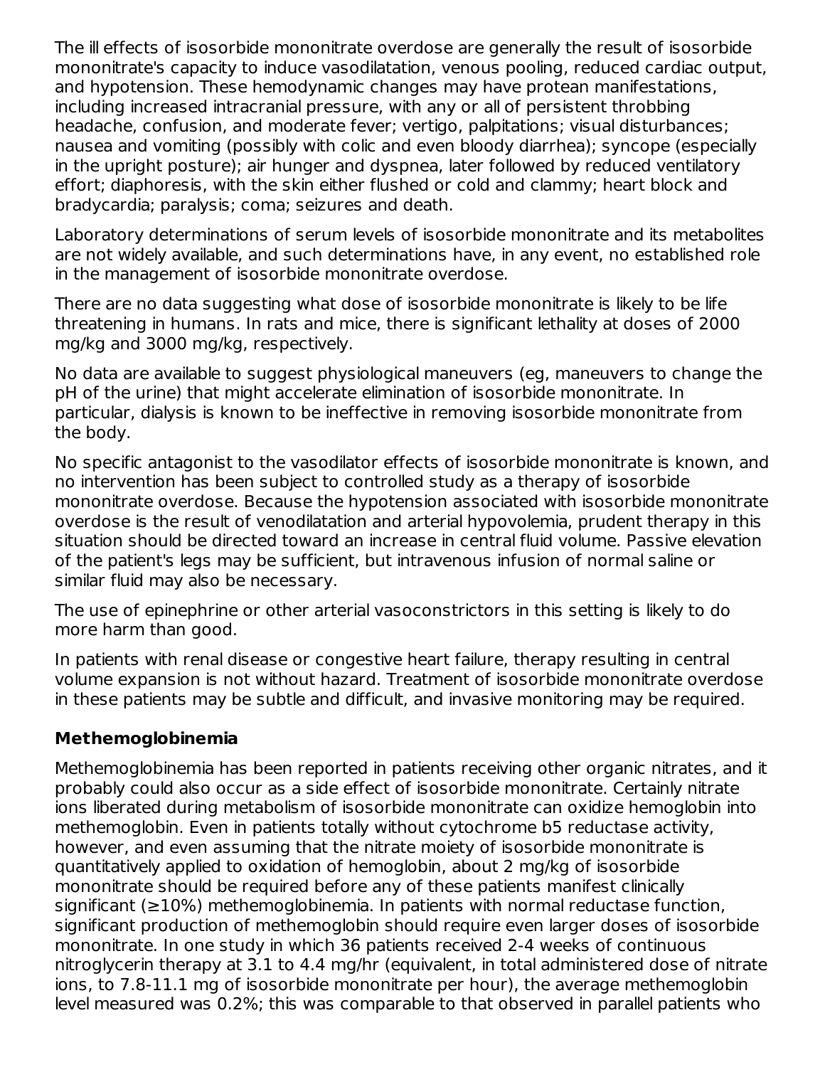The ill effects of isosorbide mononitrate overdose are generally the result of isosorbide mononitrate's capacity to induce vasodilatation, venous pooling, reduced cardiac output, and hypotension. These hemodynamic changes may have protean manifestations, including increased intracranial pressure, with any or all of persistent throbbing headache, confusion, and moderate fever; vertigo, palpitations; visual disturbances; nausea and vomiting (possibly with colic and even bloody diarrhea); syncope (especially in the upright posture); air hunger and dyspnea, later followed by reduced ventilatory effort; diaphoresis, with the skin either flushed or cold and clammy; heart block and bradycardia; paralysis; coma; seizures and death.

Laboratory determinations of serum levels of isosorbide mononitrate and its metabolites are not widely available, and such determinations have, in any event, no established role in the management of isosorbide mononitrate overdose.

There are no data suggesting what dose of isosorbide mononitrate is likely to be life threatening in humans. In rats and mice, there is significant lethality at doses of 2000 mg/kg and 3000 mg/kg, respectively.

No data are available to suggest physiological maneuvers (eg, maneuvers to change the pH of the urine) that might accelerate elimination of isosorbide mononitrate. In particular, dialysis is known to be ineffective in removing isosorbide mononitrate from the body.

No specific antagonist to the vasodilator effects of isosorbide mononitrate is known, and no intervention has been subject to controlled study as a therapy of isosorbide mononitrate overdose. Because the hypotension associated with isosorbide mononitrate overdose is the result of venodilatation and arterial hypovolemia, prudent therapy in this situation should be directed toward an increase in central fluid volume. Passive elevation of the patient's legs may be sufficient, but intravenous infusion of normal saline or similar fluid may also be necessary.

The use of epinephrine or other arterial vasoconstrictors in this setting is likely to do more harm than good.

In patients with renal disease or congestive heart failure, therapy resulting in central volume expansion is not without hazard. Treatment of isosorbide mononitrate overdose in these patients may be subtle and difficult, and invasive monitoring may be required.

**Methemoglobinemia**

Methemoglobinemia has been reported in patients receiving other organic nitrates, and it probably could also occur as a side effect of isosorbide mononitrate. Certainly nitrate ions liberated during metabolism of isosorbide mononitrate can oxidize hemoglobin into methemoglobin. Even in patients totally without cytochrome b5 reductase activity, however, and even assuming that the nitrate moiety of isosorbide mononitrate is quantitatively applied to oxidation of hemoglobin, about 2 mg/kg of isosorbide mononitrate should be required before any of these patients manifest clinically significant (≥10%) methemoglobinemia. In patients with normal reductase function, significant production of methemoglobin should require even larger doses of isosorbide mononitrate. In one study in which 36 patients received 2-4 weeks of continuous nitroglycerin therapy at 3.1 to 4.4 mg/hr (equivalent, in total administered dose of nitrate ions, to 7.8-11.1 mg of isosorbide mononitrate per hour), the average methemoglobin level measured was 0.2%; this was comparable to that observed in parallel patients who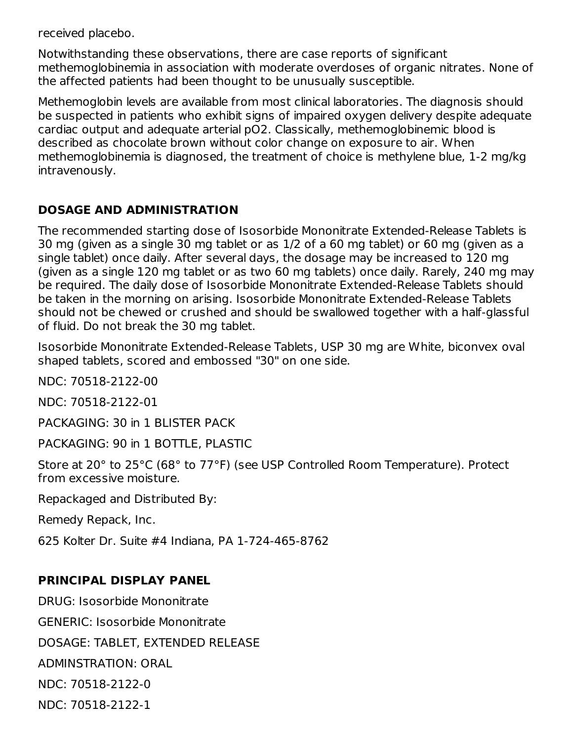received placebo.

Notwithstanding these observations, there are case reports of significant methemoglobinemia in association with moderate overdoses of organic nitrates. None of the affected patients had been thought to be unusually susceptible.

Methemoglobin levels are available from most clinical laboratories. The diagnosis should be suspected in patients who exhibit signs of impaired oxygen delivery despite adequate cardiac output and adequate arterial pO2. Classically, methemoglobinemic blood is described as chocolate brown without color change on exposure to air. When methemoglobinemia is diagnosed, the treatment of choice is methylene blue, 1-2 mg/kg intravenously.

## DOSAGE AND ADMINISTRATION

The recommended starting dose of Isosorbide Mononitrate Extended-Release Tablets is 30 mg (given as a single 30 mg tablet or as 1/2 of a 60 mg tablet) or 60 mg (given as a single tablet) once daily. After several days, the dosage may be increased to 120 mg (given as a single 120 mg tablet or as two 60 mg tablets) once daily. Rarely, 240 mg may be required. The daily dose of Isosorbide Mononitrate Extended-Release Tablets should be taken in the morning on arising. Isosorbide Mononitrate Extended-Release Tablets should not be chewed or crushed and should be swallowed together with a half-glassful of fluid. Do not break the 30 mg tablet.

Isosorbide Mononitrate Extended-Release Tablets, USP 30 mg are White, biconvex oval shaped tablets, scored and embossed "30" on one side.

NDC: 70518-2122-00

NDC: 70518-2122-01

PACKAGING: 30 in 1 BLISTER PACK

PACKAGING: 90 in 1 BOTTLE, PLASTIC

Store at 20° to 25°C (68° to 77°F) (see USP Controlled Room Temperature). Protect from excessive moisture.

Repackaged and Distributed By:

Remedy Repack, Inc.

625 Kolter Dr. Suite #4 Indiana, PA 1-724-465-8762

## PRINCIPAL DISPLAY PANEL

DRUG: Isosorbide Mononitrate

GENERIC: Isosorbide Mononitrate

DOSAGE: TABLET, EXTENDED RELEASE

ADMINSTRATION: ORAL

NDC: 70518-2122-0

NDC: 70518-2122-1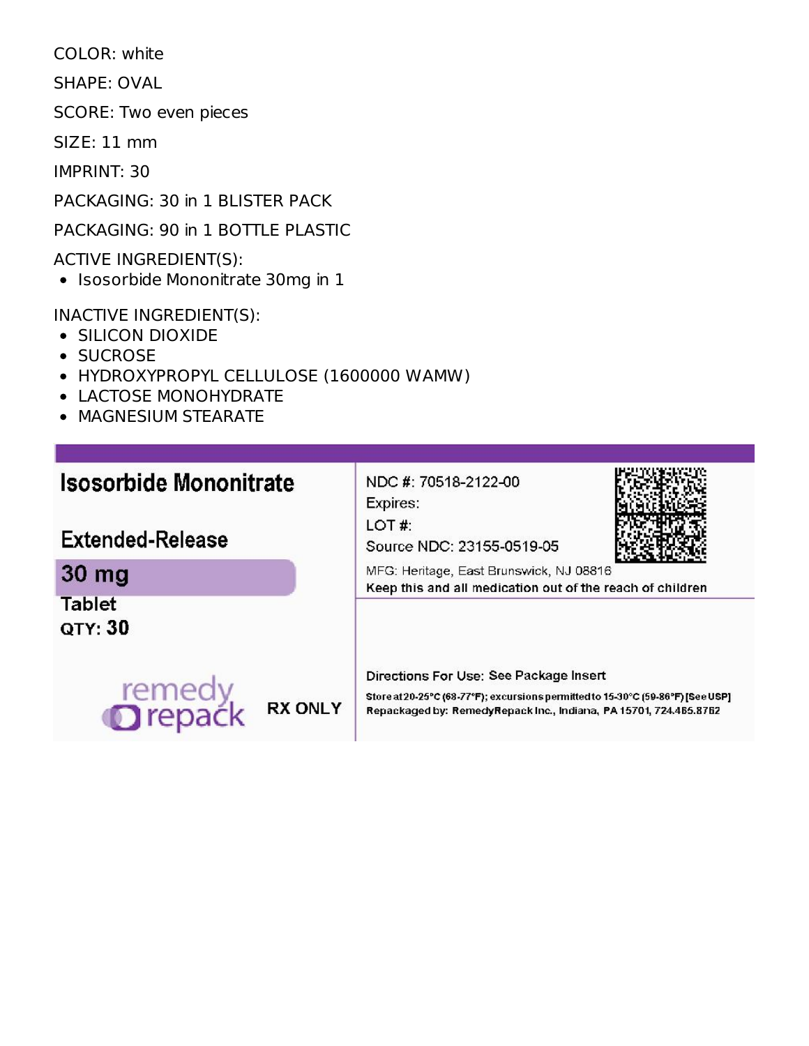COLOR: white

SHAPE: OVAL

SCORE: Two even pieces

SIZE: 11 mm

IMPRINT: 30

PACKAGING: 30 in 1 BLISTER PACK

PACKAGING: 90 in 1 BOTTLE PLASTIC

ACTIVE INGREDIENT(S):

- Isosorbide Mononitrate 30mg in 1

INACTIVE INGREDIENT(S):

- SILICON DIOXIDE
- SUCROSE
- HYDROXYPROPYL CELLULOSE (1600000 WAMW)
- LACTOSE MONOHYDRATE
- MAGNESIUM STEARATE

**Isosorbide Mononitrate**

**Extended-Release**

**30 mg**

**Tablet**

**QTY: 30**

remedy repack

**RX ONLY**

NDC #: 70518-2122-00

Expires:

LOT #:

Source NDC: 23155-0519-05

MFG: Heritage, East Brunswick, NJ 08816

**Keep this and all medication out of the reach of children**

Directions For Use: See Package Insert

Store at 20-25°C (68-77°F); excursions permitted to 15-30°C (59-86°F) [See USP]

Repackaged by: RemedyRepack Inc., Indiana, PA 15701, 724.465.8762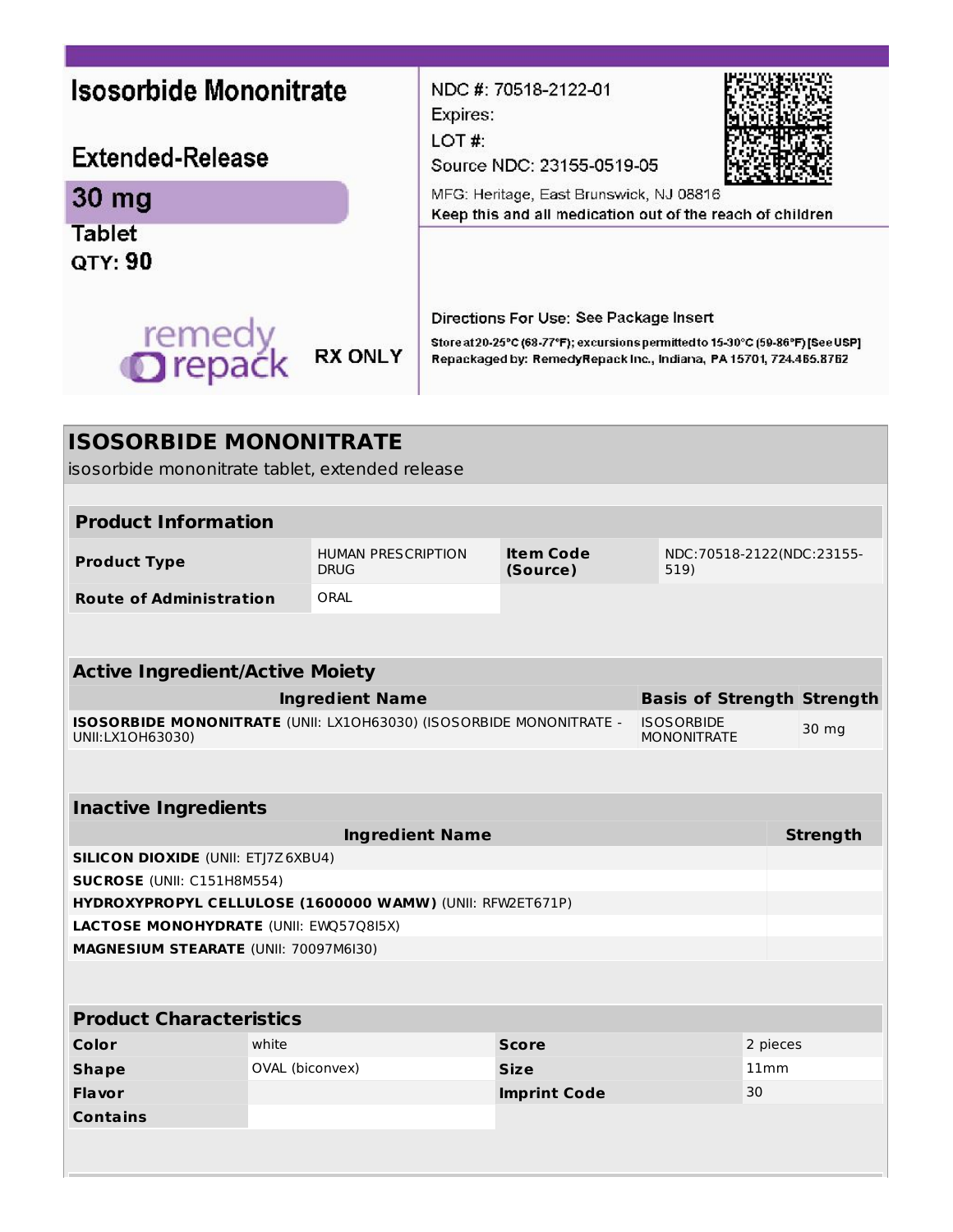**Isosorbide Mononitrate**

**Extended-Release**

**30 mg**

**Tablet**

**QTY: 90**

remedy repack

**RX ONLY**

NDC #: 70518-2122-01
Expires:
LOT #:
Source NDC: 23155-0519-05

MFG: Heritage, East Brunswick, NJ 08816

**Keep this and all medication out of the reach of children**

Directions For Use: See Package Insert

Store at 20-25°C (68-77°F); excursions permitted to 15-30°C (59-86°F) [See USP]
Repackaged by: RemedyRepack Inc., Indiana, PA 15701, 724.465.8762

## ISOSORBIDE MONONITRATE

isosorbide mononitrate tablet, extended release

| Product Information | | | |
|---|---|---|---|
| **Product Type** | HUMAN PRESCRIPTION DRUG | **Item Code (Source)** | NDC:70518-2122(NDC:23155-519) |
| **Route of Administration** | ORAL | | |

| Active Ingredient/Active Moiety | | |
|---|---|---|
| **Ingredient Name** | **Basis of Strength** | **Strength** |
| **ISOSORBIDE MONONITRATE** (UNII: LX1OH63030) (ISOSORBIDE MONONITRATE - UNII:LX1OH63030) | ISOSORBIDE MONONITRATE | 30 mg |

| Inactive Ingredients | |
|---|---|
| **Ingredient Name** | **Strength** |
| **SILICON DIOXIDE** (UNII: ETJ7Z6XBU4) | |
| **SUCROSE** (UNII: C151H8M554) | |
| **HYDROXYPROPYL CELLULOSE (1600000 WAMW)** (UNII: RFW2ET671P) | |
| **LACTOSE MONOHYDRATE** (UNII: EWQ57Q8I5X) | |
| **MAGNESIUM STEARATE** (UNII: 70097M6I30) | |

| Product Characteristics | | | |
|---|---|---|---|
| **Color** | white | **Score** | 2 pieces |
| **Shape** | OVAL (biconvex) | **Size** | 11mm |
| **Flavor** | | **Imprint Code** | 30 |
| **Contains** | | | |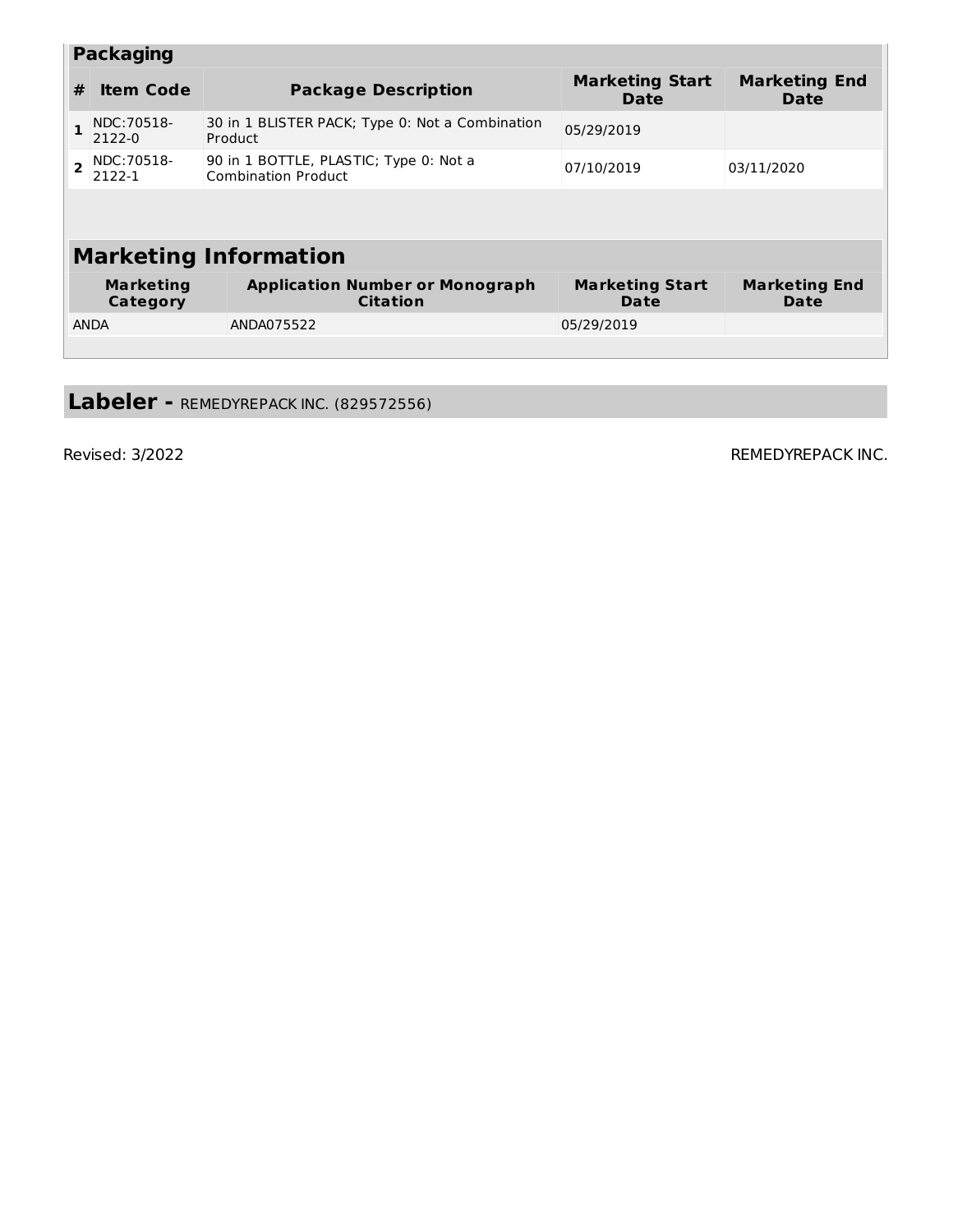## Packaging

| # | Item Code | Package Description | Marketing Start Date | Marketing End Date |
|---|---|---|---|---|
| 1 | NDC:70518-2122-0 | 30 in 1 BLISTER PACK; Type 0: Not a Combination Product | 05/29/2019 | |
| 2 | NDC:70518-2122-1 | 90 in 1 BOTTLE, PLASTIC; Type 0: Not a Combination Product | 07/10/2019 | 03/11/2020 |

## Marketing Information

| Marketing Category | Application Number or Monograph Citation | Marketing Start Date | Marketing End Date |
|---|---|---|---|
| ANDA | ANDA075522 | 05/29/2019 | |

## Labeler - REMEDYREPACK INC. (829572556)

Revised: 3/2022

REMEDYREPACK INC.